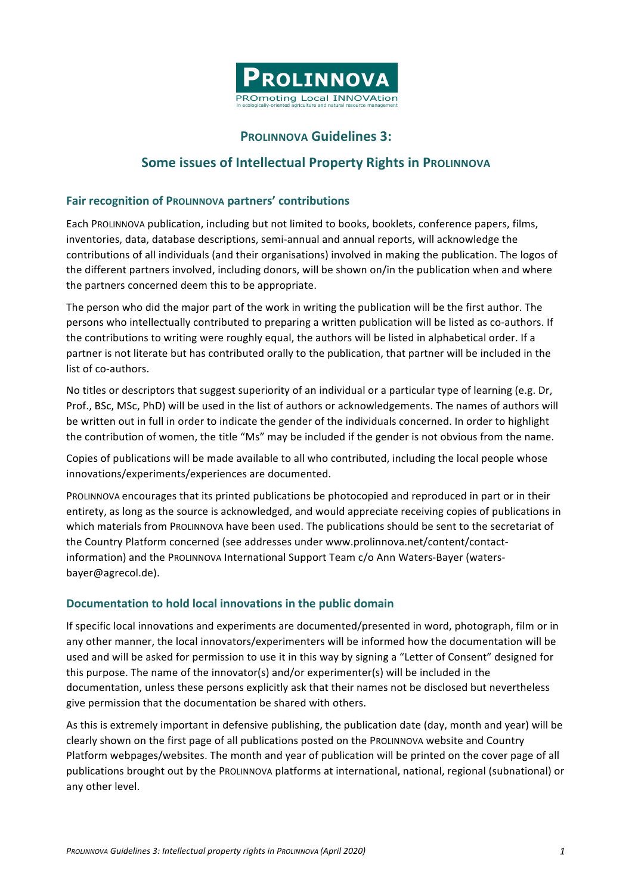PROLINNOVA
PROmoting Local INNOVAtion
in ecologically-oriented agriculture and natural resource management

# PROLINNOVA Guidelines 3:

# Some issues of Intellectual Property Rights in PROLINNOVA

## Fair recognition of PROLINNOVA partners' contributions

Each PROLINNOVA publication, including but not limited to books, booklets, conference papers, films, inventories, data, database descriptions, semi-annual and annual reports, will acknowledge the contributions of all individuals (and their organisations) involved in making the publication. The logos of the different partners involved, including donors, will be shown on/in the publication when and where the partners concerned deem this to be appropriate.

The person who did the major part of the work in writing the publication will be the first author. The persons who intellectually contributed to preparing a written publication will be listed as co-authors. If the contributions to writing were roughly equal, the authors will be listed in alphabetical order. If a partner is not literate but has contributed orally to the publication, that partner will be included in the list of co-authors.

No titles or descriptors that suggest superiority of an individual or a particular type of learning (e.g. Dr, Prof., BSc, MSc, PhD) will be used in the list of authors or acknowledgements. The names of authors will be written out in full in order to indicate the gender of the individuals concerned. In order to highlight the contribution of women, the title "Ms" may be included if the gender is not obvious from the name.

Copies of publications will be made available to all who contributed, including the local people whose innovations/experiments/experiences are documented.

PROLINNOVA encourages that its printed publications be photocopied and reproduced in part or in their entirety, as long as the source is acknowledged, and would appreciate receiving copies of publications in which materials from PROLINNOVA have been used. The publications should be sent to the secretariat of the Country Platform concerned (see addresses under www.prolinnova.net/content/contact-information) and the PROLINNOVA International Support Team c/o Ann Waters-Bayer (waters-bayer@agrecol.de).

## Documentation to hold local innovations in the public domain

If specific local innovations and experiments are documented/presented in word, photograph, film or in any other manner, the local innovators/experimenters will be informed how the documentation will be used and will be asked for permission to use it in this way by signing a "Letter of Consent" designed for this purpose. The name of the innovator(s) and/or experimenter(s) will be included in the documentation, unless these persons explicitly ask that their names not be disclosed but nevertheless give permission that the documentation be shared with others.

As this is extremely important in defensive publishing, the publication date (day, month and year) will be clearly shown on the first page of all publications posted on the PROLINNOVA website and Country Platform webpages/websites. The month and year of publication will be printed on the cover page of all publications brought out by the PROLINNOVA platforms at international, national, regional (subnational) or any other level.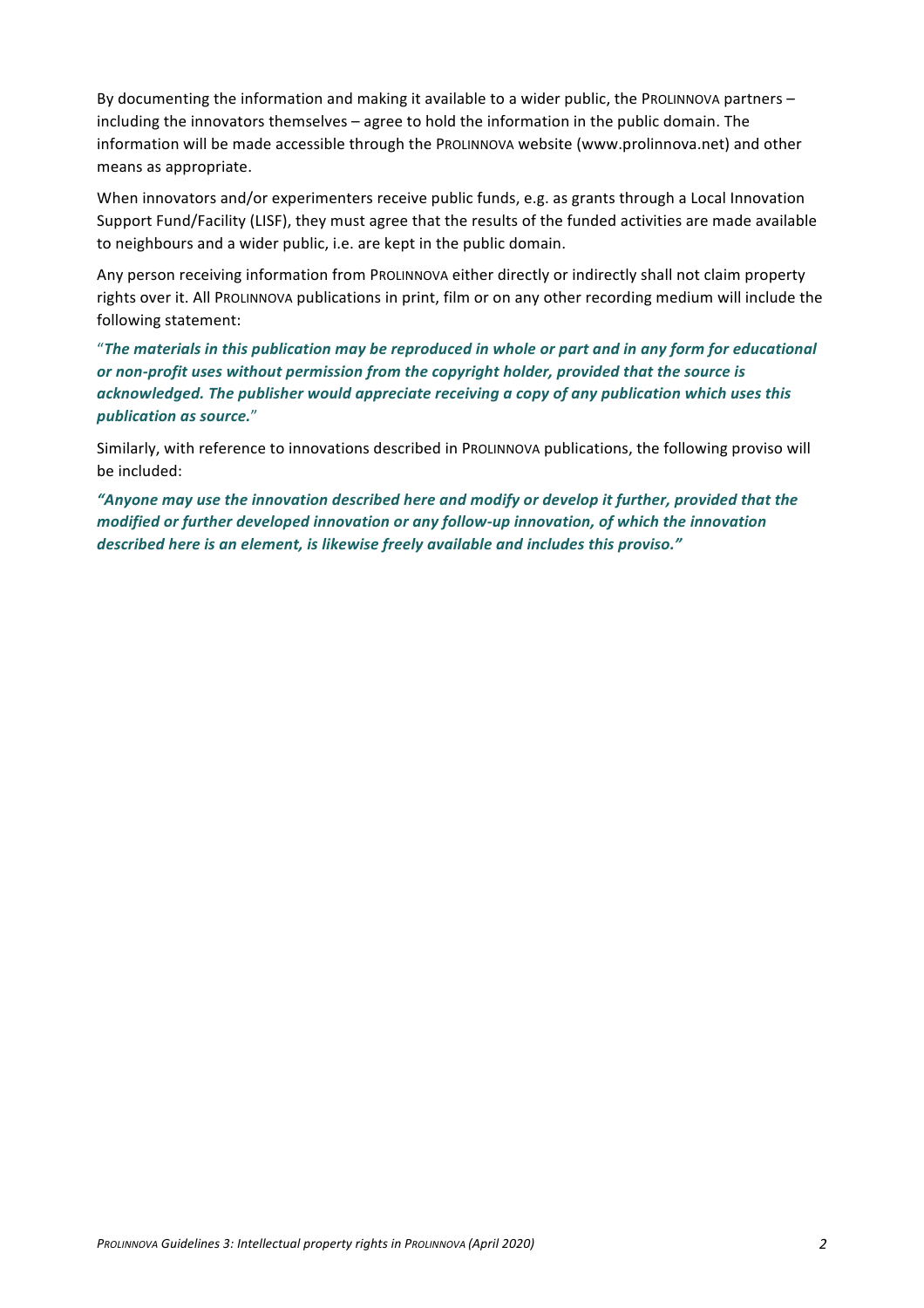By documenting the information and making it available to a wider public, the PROLINNOVA partners – including the innovators themselves – agree to hold the information in the public domain. The information will be made accessible through the PROLINNOVA website (www.prolinnova.net) and other means as appropriate.

When innovators and/or experimenters receive public funds, e.g. as grants through a Local Innovation Support Fund/Facility (LISF), they must agree that the results of the funded activities are made available to neighbours and a wider public, i.e. are kept in the public domain.

Any person receiving information from PROLINNOVA either directly or indirectly shall not claim property rights over it. All PROLINNOVA publications in print, film or on any other recording medium will include the following statement:

"***The materials in this publication may be reproduced in whole or part and in any form for educational or non-profit uses without permission from the copyright holder, provided that the source is acknowledged. The publisher would appreciate receiving a copy of any publication which uses this publication as source.***"

Similarly, with reference to innovations described in PROLINNOVA publications, the following proviso will be included:

***"Anyone may use the innovation described here and modify or develop it further, provided that the modified or further developed innovation or any follow-up innovation, of which the innovation described here is an element, is likewise freely available and includes this proviso."***